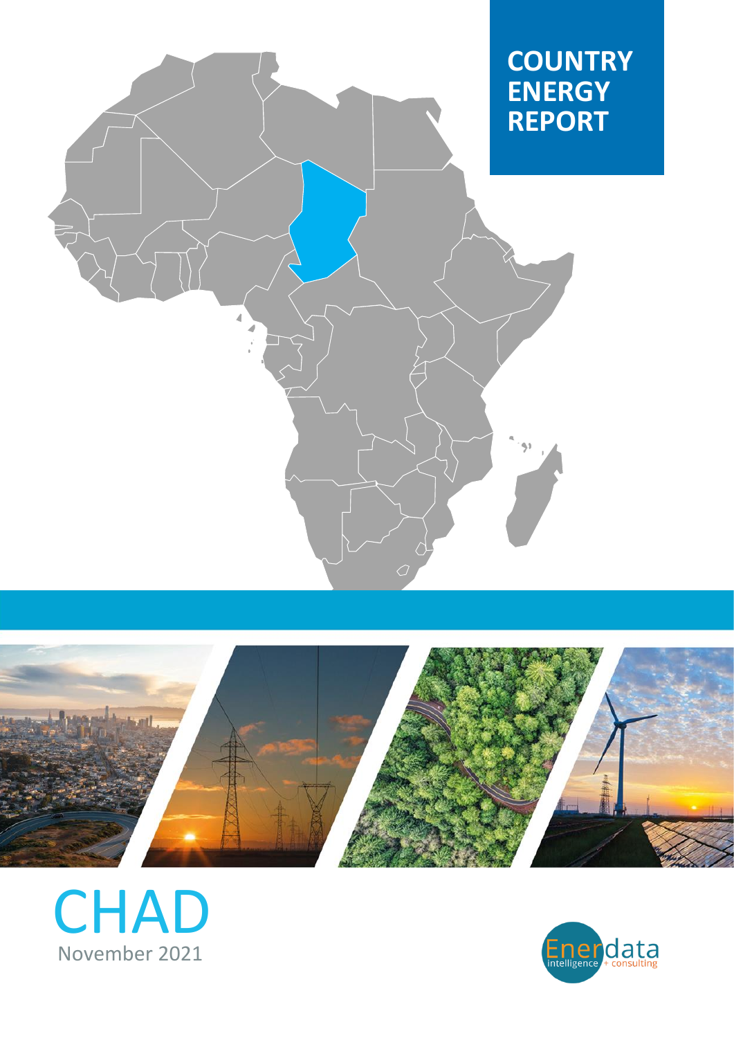# COUNTRY ENERGY REPORT

# CHAD

November 2021

Enerdata intelligence + consulting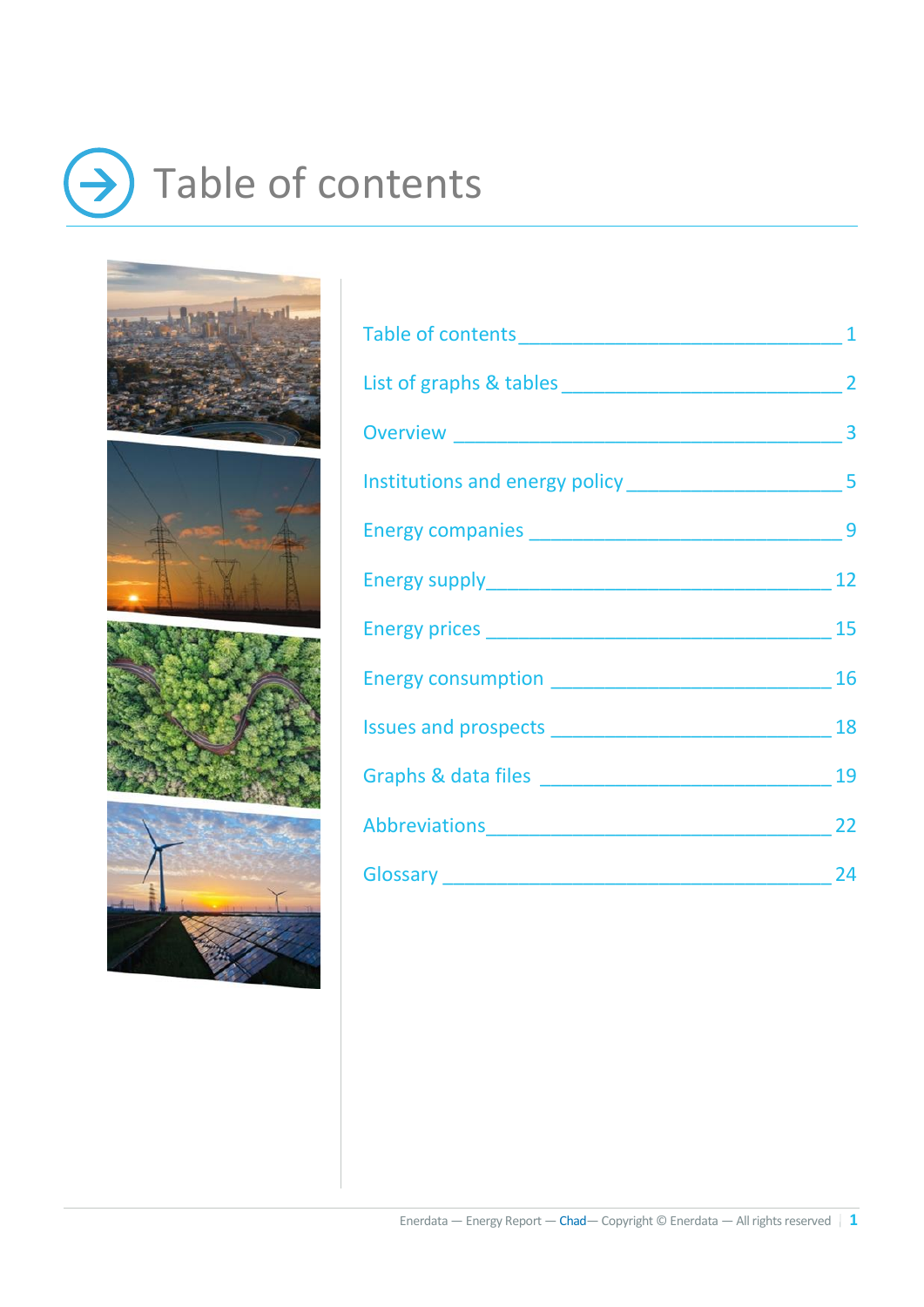# Table of contents

| | |
|---|---|
| Table of contents | 1 |
| List of graphs & tables | 2 |
| Overview | 3 |
| Institutions and energy policy | 5 |
| Energy companies | 9 |
| Energy supply | 12 |
| Energy prices | 15 |
| Energy consumption | 16 |
| Issues and prospects | 18 |
| Graphs & data files | 19 |
| Abbreviations | 22 |
| Glossary | 24 |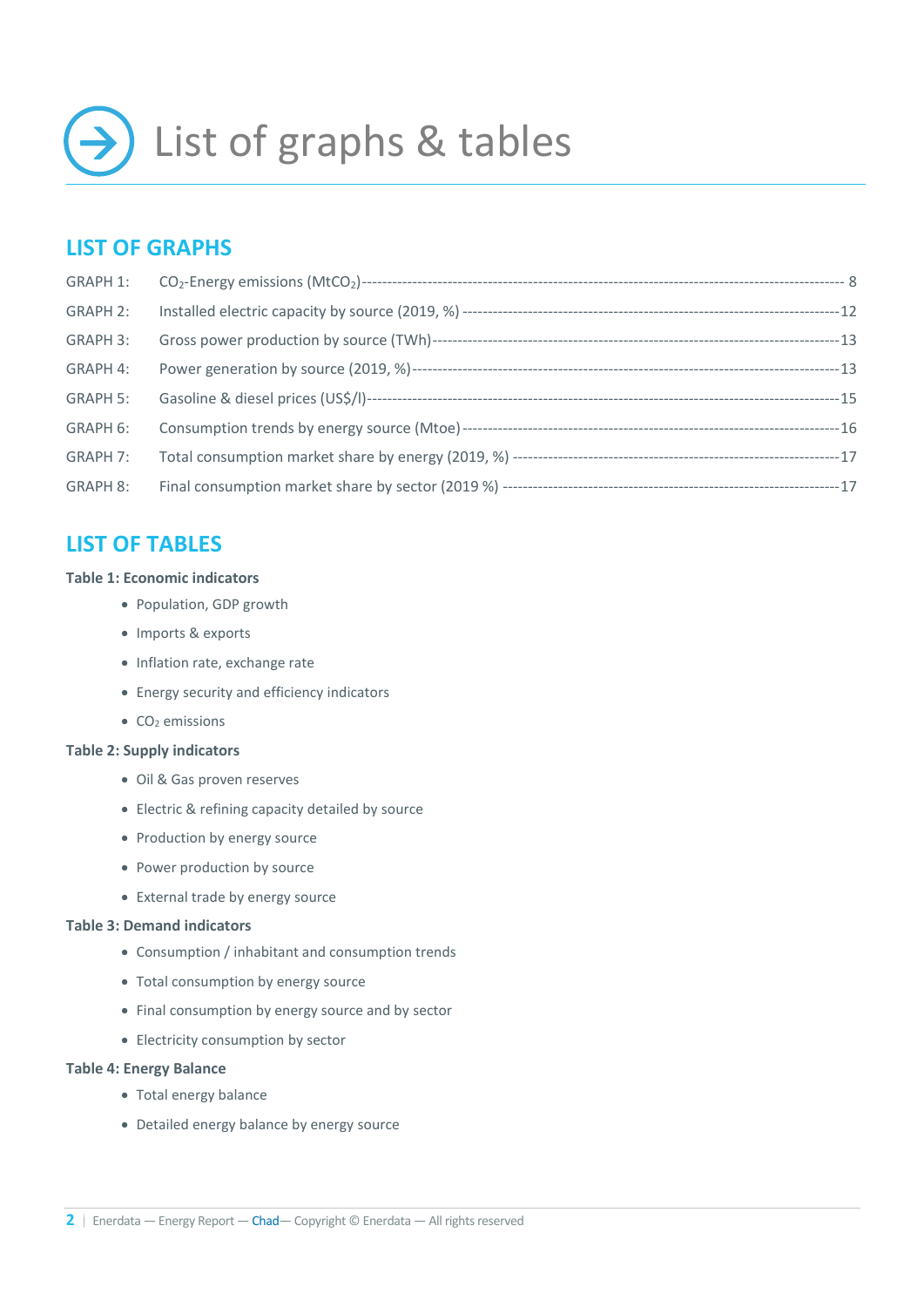# List of graphs & tables

## LIST OF GRAPHS

GRAPH 1: $CO_2$-Energy emissions ($MtCO_2$) ---------- 8

GRAPH 2: Installed electric capacity by source (2019, %) ---------- 12

GRAPH 3: Gross power production by source (TWh) ---------- 13

GRAPH 4: Power generation by source (2019, %) ---------- 13

GRAPH 5: Gasoline & diesel prices (US$/l) ---------- 15

GRAPH 6: Consumption trends by energy source (Mtoe) ---------- 16

GRAPH 7: Total consumption market share by energy (2019, %) ---------- 17

GRAPH 8: Final consumption market share by sector (2019 %) ---------- 17

## LIST OF TABLES

**Table 1: Economic indicators**

- Population, GDP growth
- Imports & exports
- Inflation rate, exchange rate
- Energy security and efficiency indicators
- $CO_2$ emissions

**Table 2: Supply indicators**

- Oil & Gas proven reserves
- Electric & refining capacity detailed by source
- Production by energy source
- Power production by source
- External trade by energy source

**Table 3: Demand indicators**

- Consumption / inhabitant and consumption trends
- Total consumption by energy source
- Final consumption by energy source and by sector
- Electricity consumption by sector

**Table 4: Energy Balance**

- Total energy balance
- Detailed energy balance by energy source